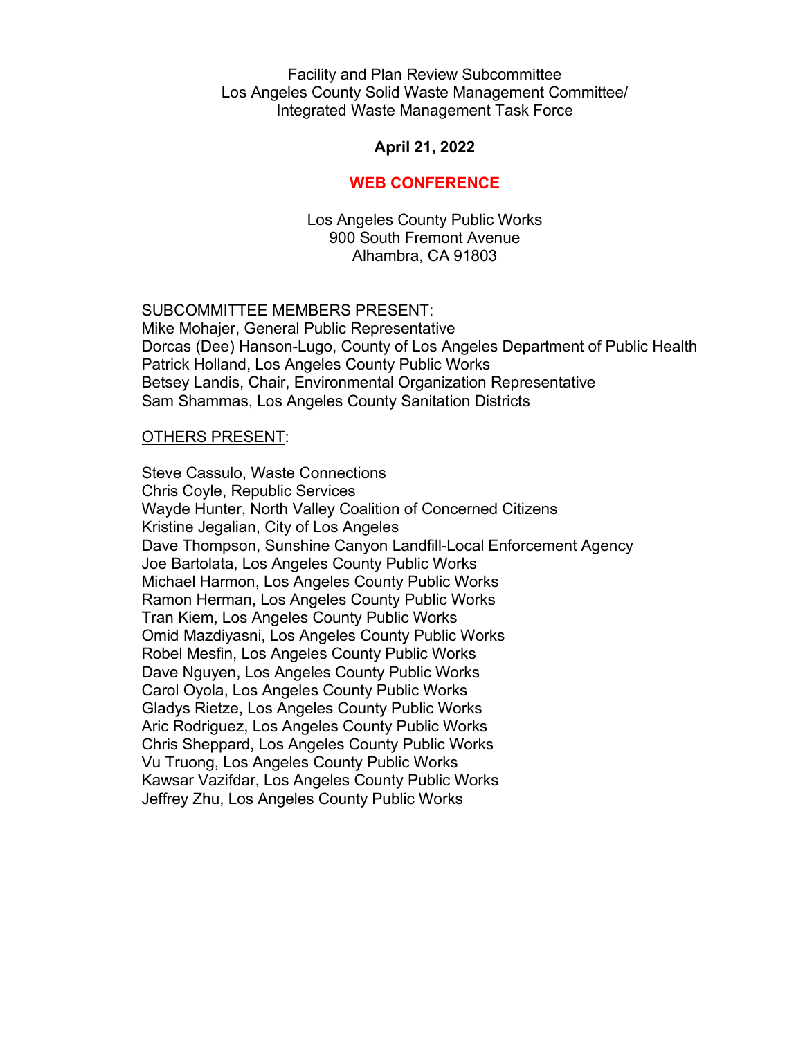Facility and Plan Review Subcommittee
Los Angeles County Solid Waste Management Committee/
Integrated Waste Management Task Force

**April 21, 2022**

**WEB CONFERENCE**

Los Angeles County Public Works
900 South Fremont Avenue
Alhambra, CA 91803

SUBCOMMITTEE MEMBERS PRESENT:

Mike Mohajer, General Public Representative
Dorcas (Dee) Hanson-Lugo, County of Los Angeles Department of Public Health
Patrick Holland, Los Angeles County Public Works
Betsey Landis, Chair, Environmental Organization Representative
Sam Shammas, Los Angeles County Sanitation Districts

OTHERS PRESENT:

Steve Cassulo, Waste Connections
Chris Coyle, Republic Services
Wayde Hunter, North Valley Coalition of Concerned Citizens
Kristine Jegalian, City of Los Angeles
Dave Thompson, Sunshine Canyon Landfill-Local Enforcement Agency
Joe Bartolata, Los Angeles County Public Works
Michael Harmon, Los Angeles County Public Works
Ramon Herman, Los Angeles County Public Works
Tran Kiem, Los Angeles County Public Works
Omid Mazdiyasni, Los Angeles County Public Works
Robel Mesfin, Los Angeles County Public Works
Dave Nguyen, Los Angeles County Public Works
Carol Oyola, Los Angeles County Public Works
Gladys Rietze, Los Angeles County Public Works
Aric Rodriguez, Los Angeles County Public Works
Chris Sheppard, Los Angeles County Public Works
Vu Truong, Los Angeles County Public Works
Kawsar Vazifdar, Los Angeles County Public Works
Jeffrey Zhu, Los Angeles County Public Works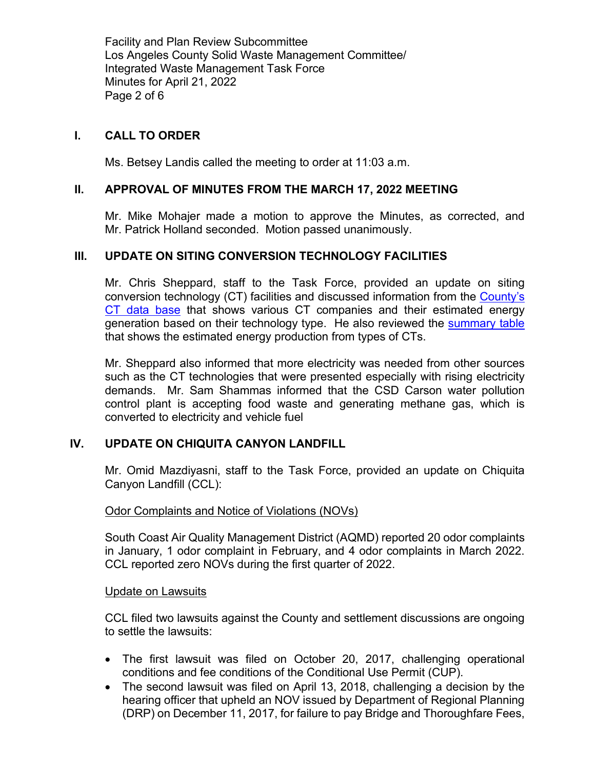## I. CALL TO ORDER

Ms. Betsey Landis called the meeting to order at 11:03 a.m.

## II. APPROVAL OF MINUTES FROM THE MARCH 17, 2022 MEETING

Mr. Mike Mohajer made a motion to approve the Minutes, as corrected, and Mr. Patrick Holland seconded. Motion passed unanimously.

## III. UPDATE ON SITING CONVERSION TECHNOLOGY FACILITIES

Mr. Chris Sheppard, staff to the Task Force, provided an update on siting conversion technology (CT) facilities and discussed information from the County's CT data base that shows various CT companies and their estimated energy generation based on their technology type. He also reviewed the summary table that shows the estimated energy production from types of CTs.

Mr. Sheppard also informed that more electricity was needed from other sources such as the CT technologies that were presented especially with rising electricity demands. Mr. Sam Shammas informed that the CSD Carson water pollution control plant is accepting food waste and generating methane gas, which is converted to electricity and vehicle fuel

## IV. UPDATE ON CHIQUITA CANYON LANDFILL

Mr. Omid Mazdiyasni, staff to the Task Force, provided an update on Chiquita Canyon Landfill (CCL):

Odor Complaints and Notice of Violations (NOVs)

South Coast Air Quality Management District (AQMD) reported 20 odor complaints in January, 1 odor complaint in February, and 4 odor complaints in March 2022. CCL reported zero NOVs during the first quarter of 2022.

Update on Lawsuits

CCL filed two lawsuits against the County and settlement discussions are ongoing to settle the lawsuits:

- The first lawsuit was filed on October 20, 2017, challenging operational conditions and fee conditions of the Conditional Use Permit (CUP).
- The second lawsuit was filed on April 13, 2018, challenging a decision by the hearing officer that upheld an NOV issued by Department of Regional Planning (DRP) on December 11, 2017, for failure to pay Bridge and Thoroughfare Fees,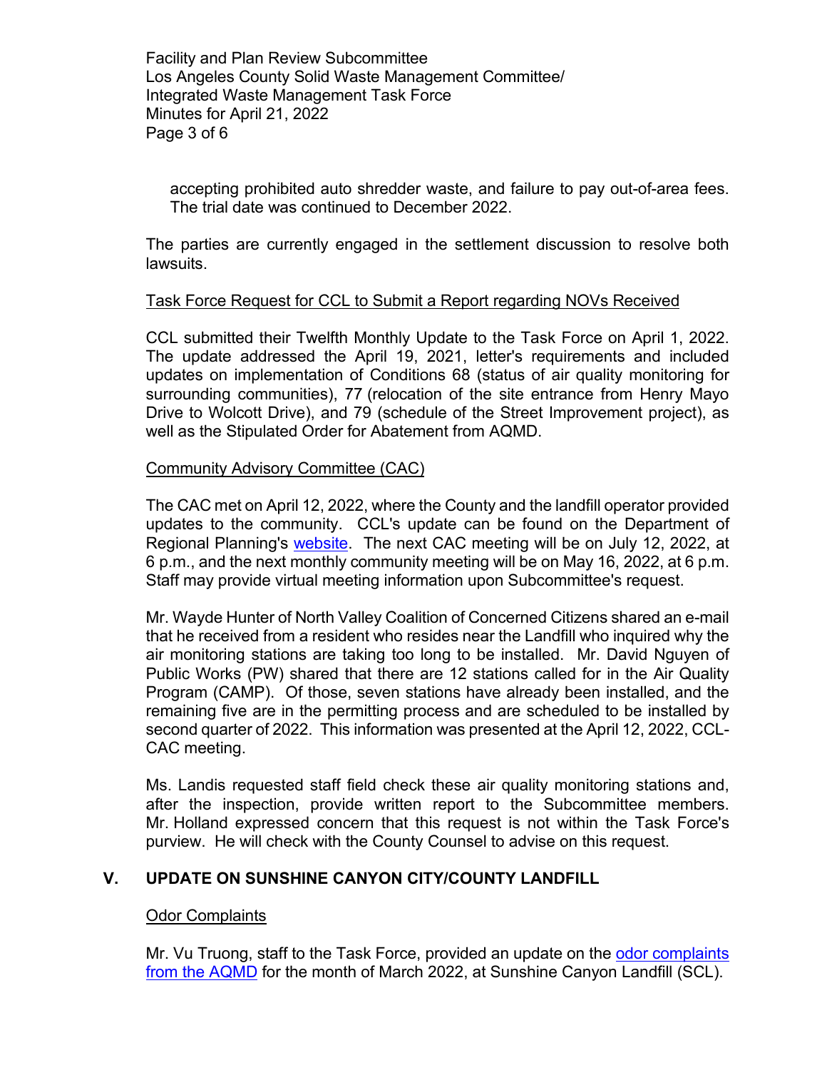accepting prohibited auto shredder waste, and failure to pay out-of-area fees. The trial date was continued to December 2022.

The parties are currently engaged in the settlement discussion to resolve both lawsuits.

Task Force Request for CCL to Submit a Report regarding NOVs Received

CCL submitted their Twelfth Monthly Update to the Task Force on April 1, 2022. The update addressed the April 19, 2021, letter's requirements and included updates on implementation of Conditions 68 (status of air quality monitoring for surrounding communities), 77 (relocation of the site entrance from Henry Mayo Drive to Wolcott Drive), and 79 (schedule of the Street Improvement project), as well as the Stipulated Order for Abatement from AQMD.

Community Advisory Committee (CAC)

The CAC met on April 12, 2022, where the County and the landfill operator provided updates to the community. CCL's update can be found on the Department of Regional Planning's website. The next CAC meeting will be on July 12, 2022, at 6 p.m., and the next monthly community meeting will be on May 16, 2022, at 6 p.m. Staff may provide virtual meeting information upon Subcommittee's request.

Mr. Wayde Hunter of North Valley Coalition of Concerned Citizens shared an e-mail that he received from a resident who resides near the Landfill who inquired why the air monitoring stations are taking too long to be installed. Mr. David Nguyen of Public Works (PW) shared that there are 12 stations called for in the Air Quality Program (CAMP). Of those, seven stations have already been installed, and the remaining five are in the permitting process and are scheduled to be installed by second quarter of 2022. This information was presented at the April 12, 2022, CCL-CAC meeting.

Ms. Landis requested staff field check these air quality monitoring stations and, after the inspection, provide written report to the Subcommittee members. Mr. Holland expressed concern that this request is not within the Task Force's purview. He will check with the County Counsel to advise on this request.

## V. UPDATE ON SUNSHINE CANYON CITY/COUNTY LANDFILL

Odor Complaints

Mr. Vu Truong, staff to the Task Force, provided an update on the odor complaints from the AQMD for the month of March 2022, at Sunshine Canyon Landfill (SCL).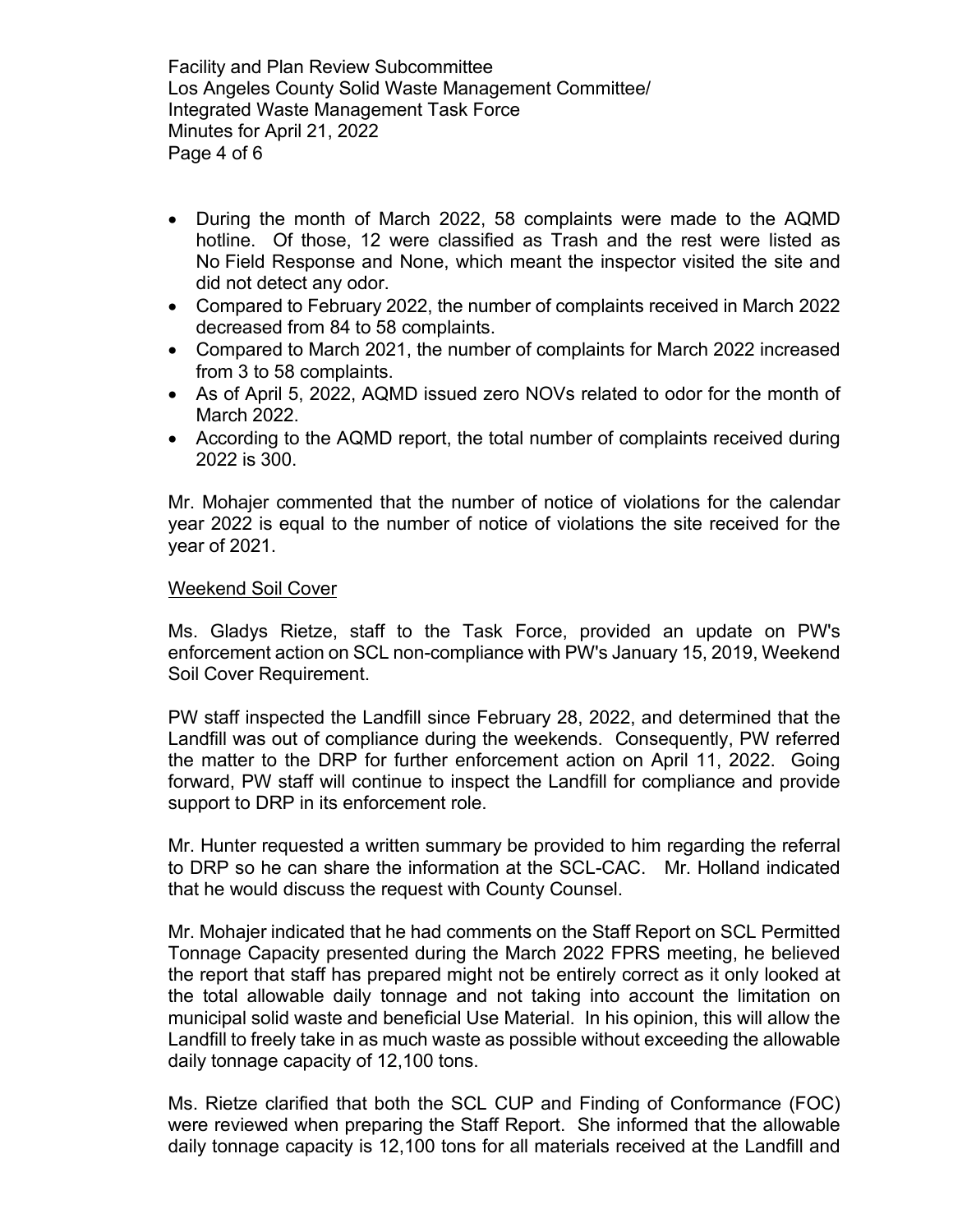- During the month of March 2022, 58 complaints were made to the AQMD hotline. Of those, 12 were classified as Trash and the rest were listed as No Field Response and None, which meant the inspector visited the site and did not detect any odor.
- Compared to February 2022, the number of complaints received in March 2022 decreased from 84 to 58 complaints.
- Compared to March 2021, the number of complaints for March 2022 increased from 3 to 58 complaints.
- As of April 5, 2022, AQMD issued zero NOVs related to odor for the month of March 2022.
- According to the AQMD report, the total number of complaints received during 2022 is 300.

Mr. Mohajer commented that the number of notice of violations for the calendar year 2022 is equal to the number of notice of violations the site received for the year of 2021.

Weekend Soil Cover

Ms. Gladys Rietze, staff to the Task Force, provided an update on PW's enforcement action on SCL non-compliance with PW's January 15, 2019, Weekend Soil Cover Requirement.

PW staff inspected the Landfill since February 28, 2022, and determined that the Landfill was out of compliance during the weekends. Consequently, PW referred the matter to the DRP for further enforcement action on April 11, 2022. Going forward, PW staff will continue to inspect the Landfill for compliance and provide support to DRP in its enforcement role.

Mr. Hunter requested a written summary be provided to him regarding the referral to DRP so he can share the information at the SCL-CAC. Mr. Holland indicated that he would discuss the request with County Counsel.

Mr. Mohajer indicated that he had comments on the Staff Report on SCL Permitted Tonnage Capacity presented during the March 2022 FPRS meeting, he believed the report that staff has prepared might not be entirely correct as it only looked at the total allowable daily tonnage and not taking into account the limitation on municipal solid waste and beneficial Use Material. In his opinion, this will allow the Landfill to freely take in as much waste as possible without exceeding the allowable daily tonnage capacity of 12,100 tons.

Ms. Rietze clarified that both the SCL CUP and Finding of Conformance (FOC) were reviewed when preparing the Staff Report. She informed that the allowable daily tonnage capacity is 12,100 tons for all materials received at the Landfill and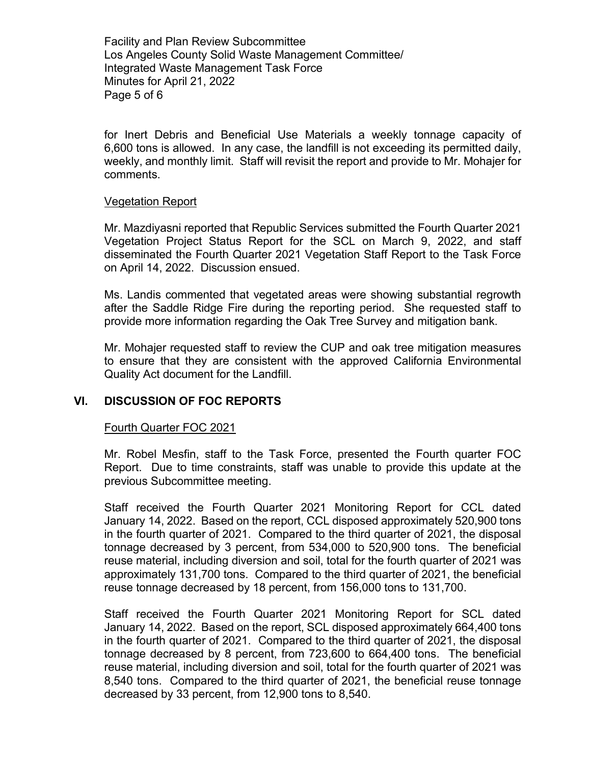for Inert Debris and Beneficial Use Materials a weekly tonnage capacity of 6,600 tons is allowed. In any case, the landfill is not exceeding its permitted daily, weekly, and monthly limit. Staff will revisit the report and provide to Mr. Mohajer for comments.

Vegetation Report

Mr. Mazdiyasni reported that Republic Services submitted the Fourth Quarter 2021 Vegetation Project Status Report for the SCL on March 9, 2022, and staff disseminated the Fourth Quarter 2021 Vegetation Staff Report to the Task Force on April 14, 2022. Discussion ensued.

Ms. Landis commented that vegetated areas were showing substantial regrowth after the Saddle Ridge Fire during the reporting period. She requested staff to provide more information regarding the Oak Tree Survey and mitigation bank.

Mr. Mohajer requested staff to review the CUP and oak tree mitigation measures to ensure that they are consistent with the approved California Environmental Quality Act document for the Landfill.

## VI. DISCUSSION OF FOC REPORTS

Fourth Quarter FOC 2021

Mr. Robel Mesfin, staff to the Task Force, presented the Fourth quarter FOC Report. Due to time constraints, staff was unable to provide this update at the previous Subcommittee meeting.

Staff received the Fourth Quarter 2021 Monitoring Report for CCL dated January 14, 2022. Based on the report, CCL disposed approximately 520,900 tons in the fourth quarter of 2021. Compared to the third quarter of 2021, the disposal tonnage decreased by 3 percent, from 534,000 to 520,900 tons. The beneficial reuse material, including diversion and soil, total for the fourth quarter of 2021 was approximately 131,700 tons. Compared to the third quarter of 2021, the beneficial reuse tonnage decreased by 18 percent, from 156,000 tons to 131,700.

Staff received the Fourth Quarter 2021 Monitoring Report for SCL dated January 14, 2022. Based on the report, SCL disposed approximately 664,400 tons in the fourth quarter of 2021. Compared to the third quarter of 2021, the disposal tonnage decreased by 8 percent, from 723,600 to 664,400 tons. The beneficial reuse material, including diversion and soil, total for the fourth quarter of 2021 was 8,540 tons. Compared to the third quarter of 2021, the beneficial reuse tonnage decreased by 33 percent, from 12,900 tons to 8,540.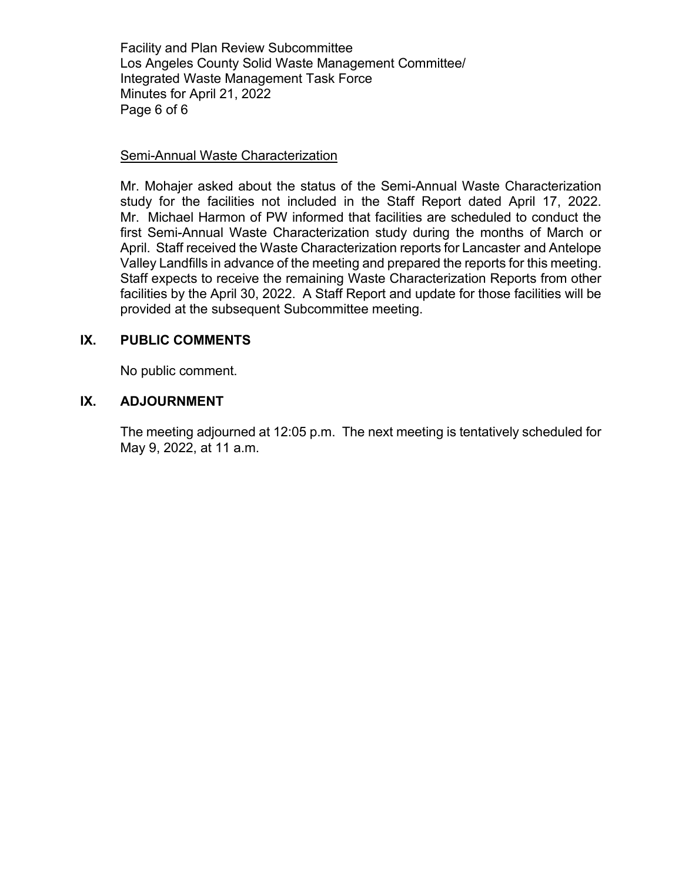Semi-Annual Waste Characterization

Mr. Mohajer asked about the status of the Semi-Annual Waste Characterization study for the facilities not included in the Staff Report dated April 17, 2022. Mr. Michael Harmon of PW informed that facilities are scheduled to conduct the first Semi-Annual Waste Characterization study during the months of March or April. Staff received the Waste Characterization reports for Lancaster and Antelope Valley Landfills in advance of the meeting and prepared the reports for this meeting. Staff expects to receive the remaining Waste Characterization Reports from other facilities by the April 30, 2022. A Staff Report and update for those facilities will be provided at the subsequent Subcommittee meeting.

## IX. PUBLIC COMMENTS

No public comment.

## IX. ADJOURNMENT

The meeting adjourned at 12:05 p.m. The next meeting is tentatively scheduled for May 9, 2022, at 11 a.m.